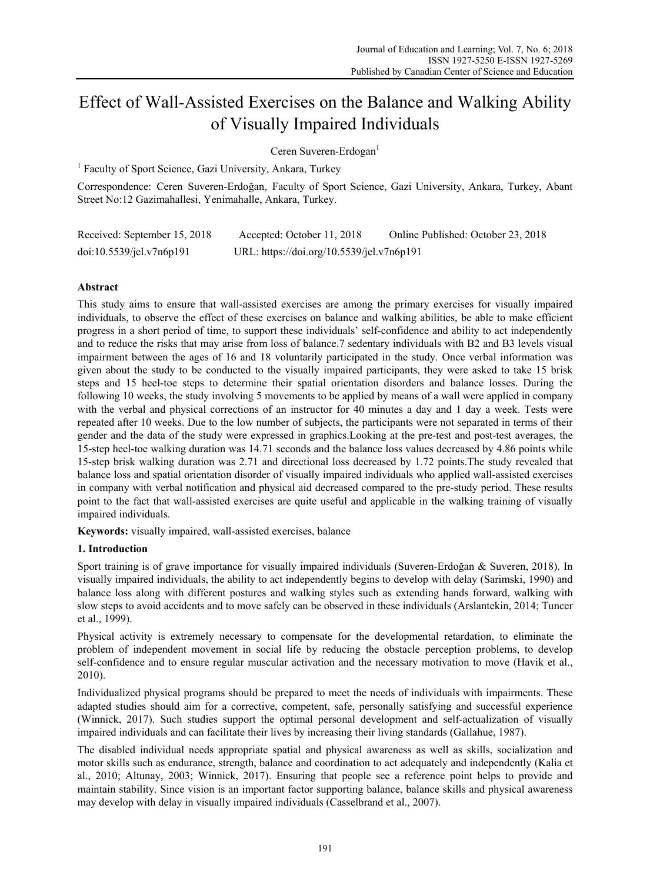# Effect of Wall-Assisted Exercises on the Balance and Walking Ability of Visually Impaired Individuals

Ceren Suveren-Erdogan[1]

[1] Faculty of Sport Science, Gazi University, Ankara, Turkey

Correspondence: Ceren Suveren-Erdoğan, Faculty of Sport Science, Gazi University, Ankara, Turkey, Abant Street No:12 Gazimahallesi, Yenimahalle, Ankara, Turkey.

Received: September 15, 2018 Accepted: October 11, 2018 Online Published: October 23, 2018

doi:10.5539/jel.v7n6p191 URL: https://doi.org/10.5539/jel.v7n6p191

## Abstract

This study aims to ensure that wall-assisted exercises are among the primary exercises for visually impaired individuals, to observe the effect of these exercises on balance and walking abilities, be able to make efficient progress in a short period of time, to support these individuals' self-confidence and ability to act independently and to reduce the risks that may arise from loss of balance.7 sedentary individuals with B2 and B3 levels visual impairment between the ages of 16 and 18 voluntarily participated in the study. Once verbal information was given about the study to be conducted to the visually impaired participants, they were asked to take 15 brisk steps and 15 heel-toe steps to determine their spatial orientation disorders and balance losses. During the following 10 weeks, the study involving 5 movements to be applied by means of a wall were applied in company with the verbal and physical corrections of an instructor for 40 minutes a day and 1 day a week. Tests were repeated after 10 weeks. Due to the low number of subjects, the participants were not separated in terms of their gender and the data of the study were expressed in graphics.Looking at the pre-test and post-test averages, the 15-step heel-toe walking duration was 14.71 seconds and the balance loss values decreased by 4.86 points while 15-step brisk walking duration was 2.71 and directional loss decreased by 1.72 points.The study revealed that balance loss and spatial orientation disorder of visually impaired individuals who applied wall-assisted exercises in company with verbal notification and physical aid decreased compared to the pre-study period. These results point to the fact that wall-assisted exercises are quite useful and applicable in the walking training of visually impaired individuals.

**Keywords:** visually impaired, wall-assisted exercises, balance

## 1. Introduction

Sport training is of grave importance for visually impaired individuals (Suveren-Erdoğan & Suveren, 2018). In visually impaired individuals, the ability to act independently begins to develop with delay (Sarimski, 1990) and balance loss along with different postures and walking styles such as extending hands forward, walking with slow steps to avoid accidents and to move safely can be observed in these individuals (Arslantekin, 2014; Tuncer et al., 1999).

Physical activity is extremely necessary to compensate for the developmental retardation, to eliminate the problem of independent movement in social life by reducing the obstacle perception problems, to develop self-confidence and to ensure regular muscular activation and the necessary motivation to move (Havik et al., 2010).

Individualized physical programs should be prepared to meet the needs of individuals with impairments. These adapted studies should aim for a corrective, competent, safe, personally satisfying and successful experience (Winnick, 2017). Such studies support the optimal personal development and self-actualization of visually impaired individuals and can facilitate their lives by increasing their living standards (Gallahue, 1987).

The disabled individual needs appropriate spatial and physical awareness as well as skills, socialization and motor skills such as endurance, strength, balance and coordination to act adequately and independently (Kalia et al., 2010; Altunay, 2003; Winnick, 2017). Ensuring that people see a reference point helps to provide and maintain stability. Since vision is an important factor supporting balance, balance skills and physical awareness may develop with delay in visually impaired individuals (Casselbrand et al., 2007).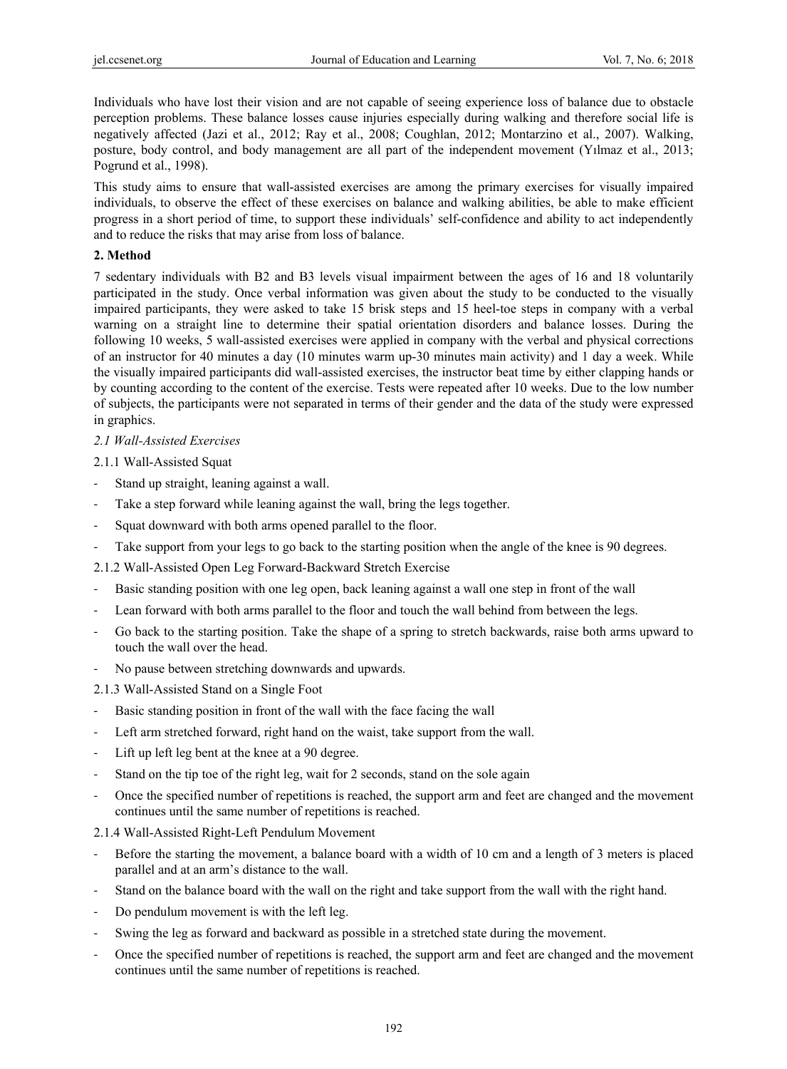Individuals who have lost their vision and are not capable of seeing experience loss of balance due to obstacle perception problems. These balance losses cause injuries especially during walking and therefore social life is negatively affected (Jazi et al., 2012; Ray et al., 2008; Coughlan, 2012; Montarzino et al., 2007). Walking, posture, body control, and body management are all part of the independent movement (Yılmaz et al., 2013; Pogrund et al., 1998).

This study aims to ensure that wall-assisted exercises are among the primary exercises for visually impaired individuals, to observe the effect of these exercises on balance and walking abilities, be able to make efficient progress in a short period of time, to support these individuals' self-confidence and ability to act independently and to reduce the risks that may arise from loss of balance.

## 2. Method

7 sedentary individuals with B2 and B3 levels visual impairment between the ages of 16 and 18 voluntarily participated in the study. Once verbal information was given about the study to be conducted to the visually impaired participants, they were asked to take 15 brisk steps and 15 heel-toe steps in company with a verbal warning on a straight line to determine their spatial orientation disorders and balance losses. During the following 10 weeks, 5 wall-assisted exercises were applied in company with the verbal and physical corrections of an instructor for 40 minutes a day (10 minutes warm up-30 minutes main activity) and 1 day a week. While the visually impaired participants did wall-assisted exercises, the instructor beat time by either clapping hands or by counting according to the content of the exercise. Tests were repeated after 10 weeks. Due to the low number of subjects, the participants were not separated in terms of their gender and the data of the study were expressed in graphics.

### *2.1 Wall-Assisted Exercises*

#### 2.1.1 Wall-Assisted Squat

- Stand up straight, leaning against a wall.
- Take a step forward while leaning against the wall, bring the legs together.
- Squat downward with both arms opened parallel to the floor.
- Take support from your legs to go back to the starting position when the angle of the knee is 90 degrees.

#### 2.1.2 Wall-Assisted Open Leg Forward-Backward Stretch Exercise

- Basic standing position with one leg open, back leaning against a wall one step in front of the wall
- Lean forward with both arms parallel to the floor and touch the wall behind from between the legs.
- Go back to the starting position. Take the shape of a spring to stretch backwards, raise both arms upward to touch the wall over the head.
- No pause between stretching downwards and upwards.

#### 2.1.3 Wall-Assisted Stand on a Single Foot

- Basic standing position in front of the wall with the face facing the wall
- Left arm stretched forward, right hand on the waist, take support from the wall.
- Lift up left leg bent at the knee at a 90 degree.
- Stand on the tip toe of the right leg, wait for 2 seconds, stand on the sole again
- Once the specified number of repetitions is reached, the support arm and feet are changed and the movement continues until the same number of repetitions is reached.

#### 2.1.4 Wall-Assisted Right-Left Pendulum Movement

- Before the starting the movement, a balance board with a width of 10 cm and a length of 3 meters is placed parallel and at an arm's distance to the wall.
- Stand on the balance board with the wall on the right and take support from the wall with the right hand.
- Do pendulum movement is with the left leg.
- Swing the leg as forward and backward as possible in a stretched state during the movement.
- Once the specified number of repetitions is reached, the support arm and feet are changed and the movement continues until the same number of repetitions is reached.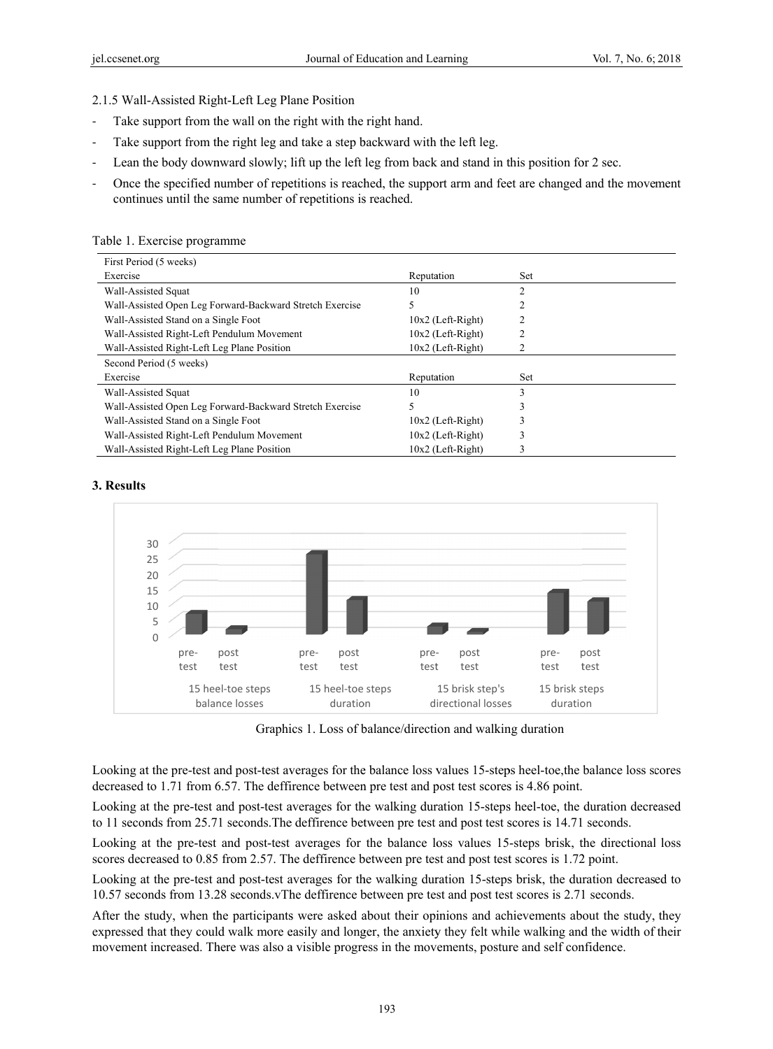2.1.5 Wall-Assisted Right-Left Leg Plane Position

- Take support from the wall on the right with the right hand.
- Take support from the right leg and take a step backward with the left leg.
- Lean the body downward slowly; lift up the left leg from back and stand in this position for 2 sec.
- Once the specified number of repetitions is reached, the support arm and feet are changed and the movement continues until the same number of repetitions is reached.

Table 1. Exercise programme

| First Period (5 weeks) | | |
|---|---|---|
| Exercise | Reputation | Set |
| Wall-Assisted Squat | 10 | 2 |
| Wall-Assisted Open Leg Forward-Backward Stretch Exercise | 5 | 2 |
| Wall-Assisted Stand on a Single Foot | 10x2 (Left-Right) | 2 |
| Wall-Assisted Right-Left Pendulum Movement | 10x2 (Left-Right) | 2 |
| Wall-Assisted Right-Left Leg Plane Position | 10x2 (Left-Right) | 2 |
| **Second Period (5 weeks)** | | |
| Exercise | Reputation | Set |
| Wall-Assisted Squat | 10 | 3 |
| Wall-Assisted Open Leg Forward-Backward Stretch Exercise | 5 | 3 |
| Wall-Assisted Stand on a Single Foot | 10x2 (Left-Right) | 3 |
| Wall-Assisted Right-Left Pendulum Movement | 10x2 (Left-Right) | 3 |
| Wall-Assisted Right-Left Leg Plane Position | 10x2 (Left-Right) | 3 |

## 3. Results

Graphics 1. Loss of balance/direction and walking duration

Looking at the pre-test and post-test averages for the balance loss values 15-steps heel-toe,the balance loss scores decreased to 1.71 from 6.57. The deffirence between pre test and post test scores is 4.86 point.

Looking at the pre-test and post-test averages for the walking duration 15-steps heel-toe, the duration decreased to 11 seconds from 25.71 seconds.The deffirence between pre test and post test scores is 14.71 seconds.

Looking at the pre-test and post-test averages for the balance loss values 15-steps brisk, the directional loss scores decreased to 0.85 from 2.57. The deffirence between pre test and post test scores is 1.72 point.

Looking at the pre-test and post-test averages for the walking duration 15-steps brisk, the duration decreased to 10.57 seconds from 13.28 seconds.vThe deffirence between pre test and post test scores is 2.71 seconds.

After the study, when the participants were asked about their opinions and achievements about the study, they expressed that they could walk more easily and longer, the anxiety they felt while walking and the width of their movement increased. There was also a visible progress in the movements, posture and self confidence.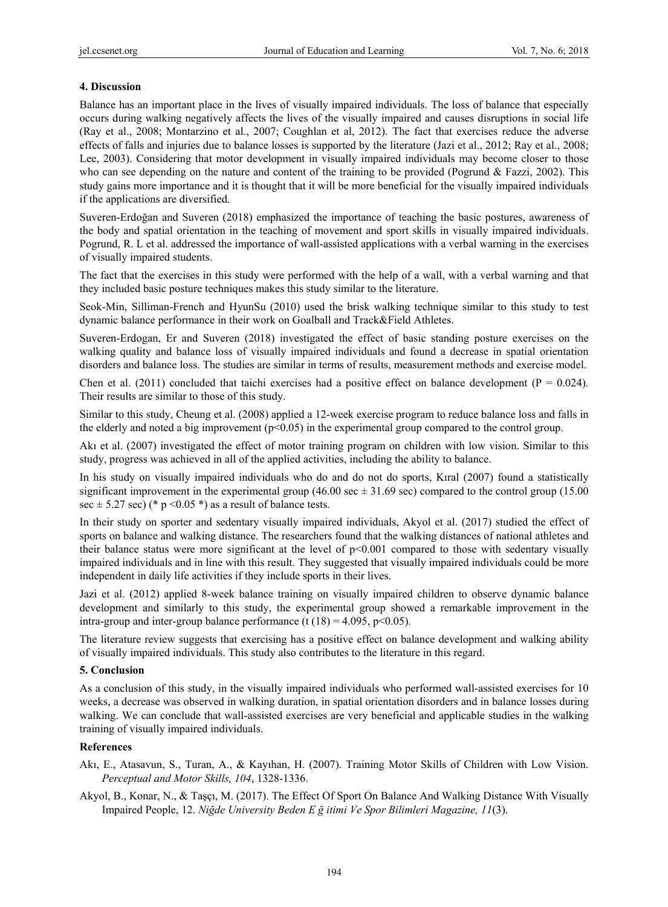## 4. Discussion

Balance has an important place in the lives of visually impaired individuals. The loss of balance that especially occurs during walking negatively affects the lives of the visually impaired and causes disruptions in social life (Ray et al., 2008; Montarzino et al., 2007; Coughlan et al, 2012). The fact that exercises reduce the adverse effects of falls and injuries due to balance losses is supported by the literature (Jazi et al., 2012; Ray et al., 2008; Lee, 2003). Considering that motor development in visually impaired individuals may become closer to those who can see depending on the nature and content of the training to be provided (Pogrund & Fazzi, 2002). This study gains more importance and it is thought that it will be more beneficial for the visually impaired individuals if the applications are diversified.

Suveren-Erdoğan and Suveren (2018) emphasized the importance of teaching the basic postures, awareness of the body and spatial orientation in the teaching of movement and sport skills in visually impaired individuals. Pogrund, R. L et al. addressed the importance of wall-assisted applications with a verbal warning in the exercises of visually impaired students.

The fact that the exercises in this study were performed with the help of a wall, with a verbal warning and that they included basic posture techniques makes this study similar to the literature.

Seok-Min, Silliman-French and HyunSu (2010) used the brisk walking technique similar to this study to test dynamic balance performance in their work on Goalball and Track&Field Athletes.

Suveren-Erdogan, Er and Suveren (2018) investigated the effect of basic standing posture exercises on the walking quality and balance loss of visually impaired individuals and found a decrease in spatial orientation disorders and balance loss. The studies are similar in terms of results, measurement methods and exercise model.

Chen et al. (2011) concluded that taichi exercises had a positive effect on balance development ($P = 0.024$). Their results are similar to those of this study.

Similar to this study, Cheung et al. (2008) applied a 12-week exercise program to reduce balance loss and falls in the elderly and noted a big improvement ($p<0.05$) in the experimental group compared to the control group.

Akı et al. (2007) investigated the effect of motor training program on children with low vision. Similar to this study, progress was achieved in all of the applied activities, including the ability to balance.

In his study on visually impaired individuals who do and do not do sports, Kıral (2007) found a statistically significant improvement in the experimental group (46.00 sec ± 31.69 sec) compared to the control group (15.00 sec ± 5.27 sec) (* $p<0.05$ *) as a result of balance tests.

In their study on sporter and sedentary visually impaired individuals, Akyol et al. (2017) studied the effect of sports on balance and walking distance. The researchers found that the walking distances of national athletes and their balance status were more significant at the level of $p<0.001$ compared to those with sedentary visually impaired individuals and in line with this result. They suggested that visually impaired individuals could be more independent in daily life activities if they include sports in their lives.

Jazi et al. (2012) applied 8-week balance training on visually impaired children to observe dynamic balance development and similarly to this study, the experimental group showed a remarkable improvement in the intra-group and inter-group balance performance ($t(18) = 4.095$, $p<0.05$).

The literature review suggests that exercising has a positive effect on balance development and walking ability of visually impaired individuals. This study also contributes to the literature in this regard.

## 5. Conclusion

As a conclusion of this study, in the visually impaired individuals who performed wall-assisted exercises for 10 weeks, a decrease was observed in walking duration, in spatial orientation disorders and in balance losses during walking. We can conclude that wall-assisted exercises are very beneficial and applicable studies in the walking training of visually impaired individuals.

## References

Akı, E., Atasavun, S., Turan, A., & Kayıhan, H. (2007). Training Motor Skills of Children with Low Vision. *Perceptual and Motor Skills, 104*, 1328-1336.

Akyol, B., Konar, N., & Taşçı, M. (2017). The Effect Of Sport On Balance And Walking Distance With Visually Impaired People, 12. *Niğde University Beden E ğ itimi Ve Spor Bilimleri Magazine, 11*(3).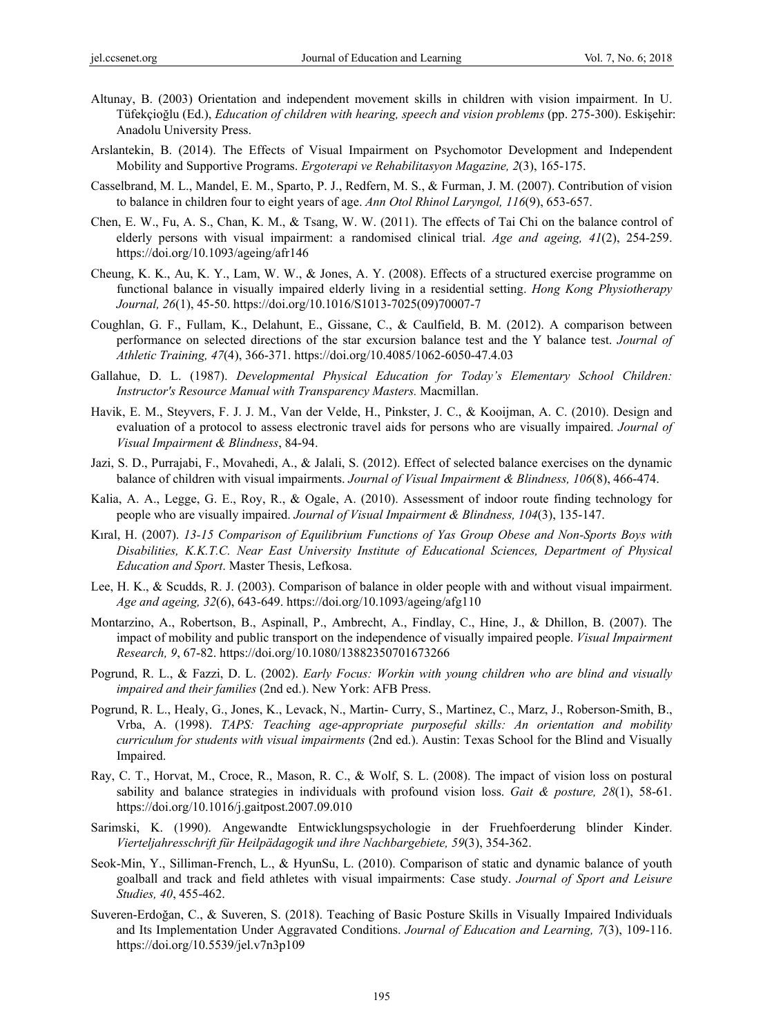Altunay, B. (2003) Orientation and independent movement skills in children with vision impairment. In U. Tüfekçioğlu (Ed.), *Education of children with hearing, speech and vision problems* (pp. 275-300). Eskişehir: Anadolu University Press.

Arslantekin, B. (2014). The Effects of Visual Impairment on Psychomotor Development and Independent Mobility and Supportive Programs. *Ergoterapi ve Rehabilitasyon Magazine, 2*(3), 165-175.

Casselbrand, M. L., Mandel, E. M., Sparto, P. J., Redfern, M. S., & Furman, J. M. (2007). Contribution of vision to balance in children four to eight years of age. *Ann Otol Rhinol Laryngol, 116*(9), 653-657.

Chen, E. W., Fu, A. S., Chan, K. M., & Tsang, W. W. (2011). The effects of Tai Chi on the balance control of elderly persons with visual impairment: a randomised clinical trial. *Age and ageing, 41*(2), 254-259. https://doi.org/10.1093/ageing/afr146

Cheung, K. K., Au, K. Y., Lam, W. W., & Jones, A. Y. (2008). Effects of a structured exercise programme on functional balance in visually impaired elderly living in a residential setting. *Hong Kong Physiotherapy Journal, 26*(1), 45-50. https://doi.org/10.1016/S1013-7025(09)70007-7

Coughlan, G. F., Fullam, K., Delahunt, E., Gissane, C., & Caulfield, B. M. (2012). A comparison between performance on selected directions of the star excursion balance test and the Y balance test. *Journal of Athletic Training, 47*(4), 366-371. https://doi.org/10.4085/1062-6050-47.4.03

Gallahue, D. L. (1987). *Developmental Physical Education for Today's Elementary School Children: Instructor's Resource Manual with Transparency Masters.* Macmillan.

Havik, E. M., Steyvers, F. J. J. M., Van der Velde, H., Pinkster, J. C., & Kooijman, A. C. (2010). Design and evaluation of a protocol to assess electronic travel aids for persons who are visually impaired. *Journal of Visual Impairment & Blindness*, 84-94.

Jazi, S. D., Purrajabi, F., Movahedi, A., & Jalali, S. (2012). Effect of selected balance exercises on the dynamic balance of children with visual impairments. *Journal of Visual Impairment & Blindness, 106*(8), 466-474.

Kalia, A. A., Legge, G. E., Roy, R., & Ogale, A. (2010). Assessment of indoor route finding technology for people who are visually impaired. *Journal of Visual Impairment & Blindness, 104*(3), 135-147.

Kıral, H. (2007). *13-15 Comparison of Equilibrium Functions of Yas Group Obese and Non-Sports Boys with Disabilities, K.K.T.C. Near East University Institute of Educational Sciences, Department of Physical Education and Sport*. Master Thesis, Lefkosa.

Lee, H. K., & Scudds, R. J. (2003). Comparison of balance in older people with and without visual impairment. *Age and ageing, 32*(6), 643-649. https://doi.org/10.1093/ageing/afg110

Montarzino, A., Robertson, B., Aspinall, P., Ambrecht, A., Findlay, C., Hine, J., & Dhillon, B. (2007). The impact of mobility and public transport on the independence of visually impaired people. *Visual Impairment Research, 9*, 67-82. https://doi.org/10.1080/13882350701673266

Pogrund, R. L., & Fazzi, D. L. (2002). *Early Focus: Workin with young children who are blind and visually impaired and their families* (2nd ed.). New York: AFB Press.

Pogrund, R. L., Healy, G., Jones, K., Levack, N., Martin- Curry, S., Martinez, C., Marz, J., Roberson-Smith, B., Vrba, A. (1998). *TAPS: Teaching age-appropriate purposeful skills: An orientation and mobility curriculum for students with visual impairments* (2nd ed.). Austin: Texas School for the Blind and Visually Impaired.

Ray, C. T., Horvat, M., Croce, R., Mason, R. C., & Wolf, S. L. (2008). The impact of vision loss on postural sability and balance strategies in individuals with profound vision loss. *Gait & posture, 28*(1), 58-61. https://doi.org/10.1016/j.gaitpost.2007.09.010

Sarimski, K. (1990). Angewandte Entwicklungspsychologie in der Fruehfoerderung blinder Kinder. *Vierteljahresschrift für Heilpädagogik und ihre Nachbargebiete, 59*(3), 354-362.

Seok-Min, Y., Silliman-French, L., & HyunSu, L. (2010). Comparison of static and dynamic balance of youth goalball and track and field athletes with visual impairments: Case study. *Journal of Sport and Leisure Studies, 40*, 455-462.

Suveren-Erdoğan, C., & Suveren, S. (2018). Teaching of Basic Posture Skills in Visually Impaired Individuals and Its Implementation Under Aggravated Conditions. *Journal of Education and Learning, 7*(3), 109-116. https://doi.org/10.5539/jel.v7n3p109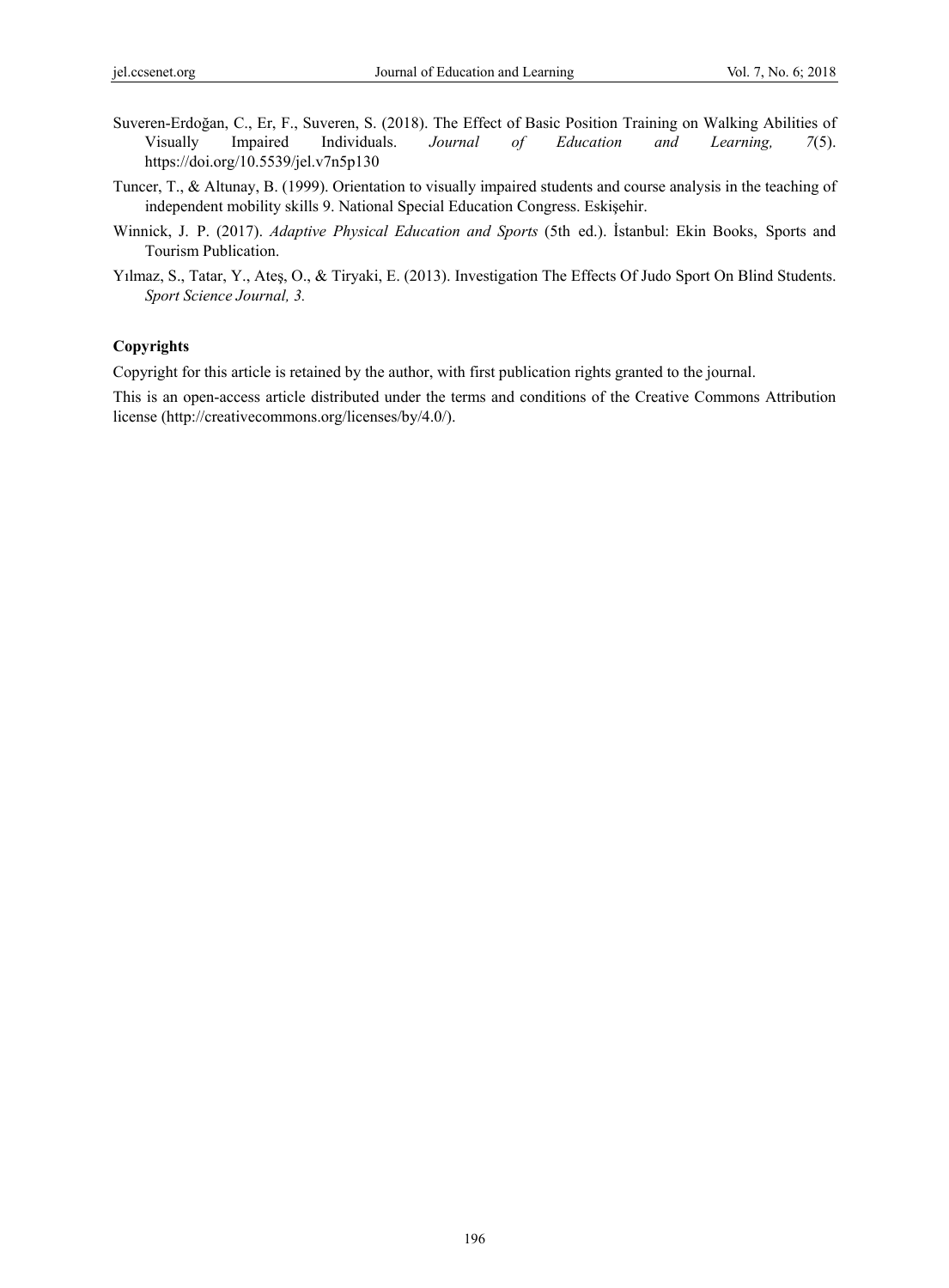Suveren-Erdoğan, C., Er, F., Suveren, S. (2018). The Effect of Basic Position Training on Walking Abilities of Visually Impaired Individuals. *Journal of Education and Learning, 7*(5). https://doi.org/10.5539/jel.v7n5p130

Tuncer, T., & Altunay, B. (1999). Orientation to visually impaired students and course analysis in the teaching of independent mobility skills 9. National Special Education Congress. Eskişehir.

Winnick, J. P. (2017). *Adaptive Physical Education and Sports* (5th ed.). İstanbul: Ekin Books, Sports and Tourism Publication.

Yılmaz, S., Tatar, Y., Ateş, O., & Tiryaki, E. (2013). Investigation The Effects Of Judo Sport On Blind Students. *Sport Science Journal, 3.*

**Copyrights**

Copyright for this article is retained by the author, with first publication rights granted to the journal.

This is an open-access article distributed under the terms and conditions of the Creative Commons Attribution license (http://creativecommons.org/licenses/by/4.0/).